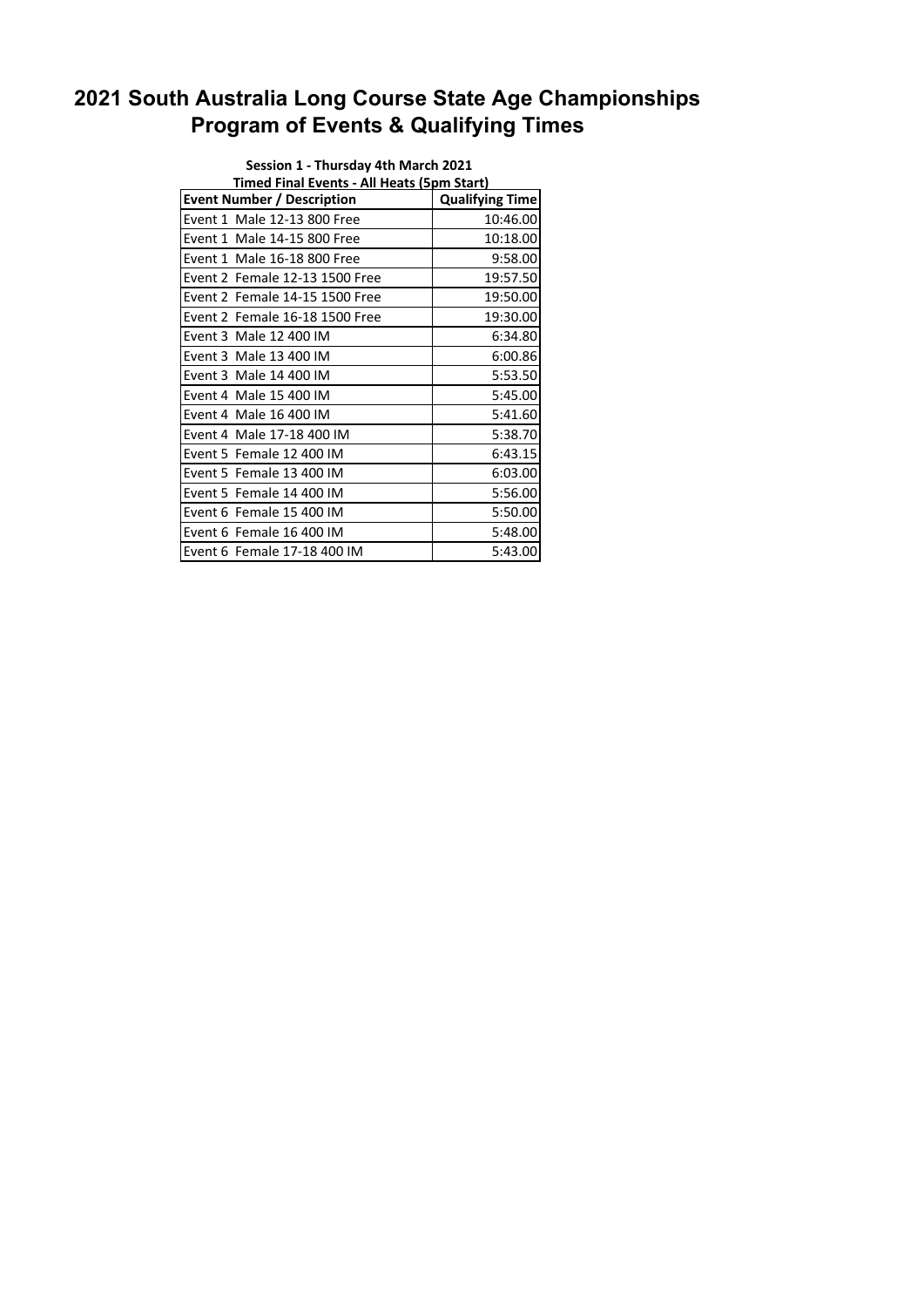# 2021 South Australia Long Course State Age Championships
# Program of Events & Qualifying Times

**Session 1 - Thursday 4th March 2021**

**Timed Final Events - All Heats (5pm Start)**

| Event Number / Description | Qualifying Time |
|---|---|
| Event 1 Male 12-13 800 Free | 10:46.00 |
| Event 1 Male 14-15 800 Free | 10:18.00 |
| Event 1 Male 16-18 800 Free | 9:58.00 |
| Event 2 Female 12-13 1500 Free | 19:57.50 |
| Event 2 Female 14-15 1500 Free | 19:50.00 |
| Event 2 Female 16-18 1500 Free | 19:30.00 |
| Event 3 Male 12 400 IM | 6:34.80 |
| Event 3 Male 13 400 IM | 6:00.86 |
| Event 3 Male 14 400 IM | 5:53.50 |
| Event 4 Male 15 400 IM | 5:45.00 |
| Event 4 Male 16 400 IM | 5:41.60 |
| Event 4 Male 17-18 400 IM | 5:38.70 |
| Event 5 Female 12 400 IM | 6:43.15 |
| Event 5 Female 13 400 IM | 6:03.00 |
| Event 5 Female 14 400 IM | 5:56.00 |
| Event 6 Female 15 400 IM | 5:50.00 |
| Event 6 Female 16 400 IM | 5:48.00 |
| Event 6 Female 17-18 400 IM | 5:43.00 |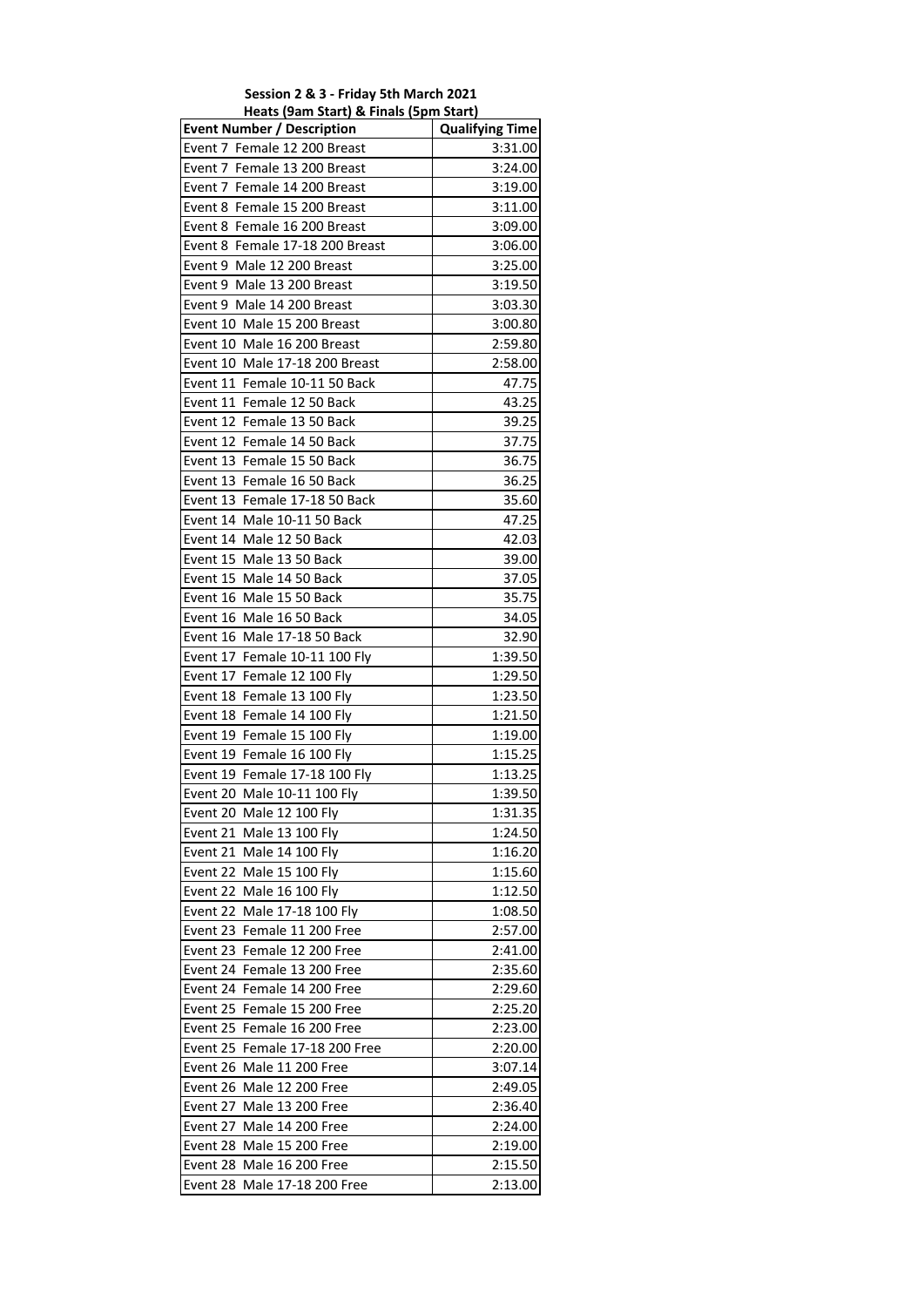**Session 2 & 3 - Friday 5th March 2021**

**Heats (9am Start) & Finals (5pm Start)**

| Event Number / Description | Qualifying Time |
|---|---|
| Event 7 Female 12 200 Breast | 3:31.00 |
| Event 7 Female 13 200 Breast | 3:24.00 |
| Event 7 Female 14 200 Breast | 3:19.00 |
| Event 8 Female 15 200 Breast | 3:11.00 |
| Event 8 Female 16 200 Breast | 3:09.00 |
| Event 8 Female 17-18 200 Breast | 3:06.00 |
| Event 9 Male 12 200 Breast | 3:25.00 |
| Event 9 Male 13 200 Breast | 3:19.50 |
| Event 9 Male 14 200 Breast | 3:03.30 |
| Event 10 Male 15 200 Breast | 3:00.80 |
| Event 10 Male 16 200 Breast | 2:59.80 |
| Event 10 Male 17-18 200 Breast | 2:58.00 |
| Event 11 Female 10-11 50 Back | 47.75 |
| Event 11 Female 12 50 Back | 43.25 |
| Event 12 Female 13 50 Back | 39.25 |
| Event 12 Female 14 50 Back | 37.75 |
| Event 13 Female 15 50 Back | 36.75 |
| Event 13 Female 16 50 Back | 36.25 |
| Event 13 Female 17-18 50 Back | 35.60 |
| Event 14 Male 10-11 50 Back | 47.25 |
| Event 14 Male 12 50 Back | 42.03 |
| Event 15 Male 13 50 Back | 39.00 |
| Event 15 Male 14 50 Back | 37.05 |
| Event 16 Male 15 50 Back | 35.75 |
| Event 16 Male 16 50 Back | 34.05 |
| Event 16 Male 17-18 50 Back | 32.90 |
| Event 17 Female 10-11 100 Fly | 1:39.50 |
| Event 17 Female 12 100 Fly | 1:29.50 |
| Event 18 Female 13 100 Fly | 1:23.50 |
| Event 18 Female 14 100 Fly | 1:21.50 |
| Event 19 Female 15 100 Fly | 1:19.00 |
| Event 19 Female 16 100 Fly | 1:15.25 |
| Event 19 Female 17-18 100 Fly | 1:13.25 |
| Event 20 Male 10-11 100 Fly | 1:39.50 |
| Event 20 Male 12 100 Fly | 1:31.35 |
| Event 21 Male 13 100 Fly | 1:24.50 |
| Event 21 Male 14 100 Fly | 1:16.20 |
| Event 22 Male 15 100 Fly | 1:15.60 |
| Event 22 Male 16 100 Fly | 1:12.50 |
| Event 22 Male 17-18 100 Fly | 1:08.50 |
| Event 23 Female 11 200 Free | 2:57.00 |
| Event 23 Female 12 200 Free | 2:41.00 |
| Event 24 Female 13 200 Free | 2:35.60 |
| Event 24 Female 14 200 Free | 2:29.60 |
| Event 25 Female 15 200 Free | 2:25.20 |
| Event 25 Female 16 200 Free | 2:23.00 |
| Event 25 Female 17-18 200 Free | 2:20.00 |
| Event 26 Male 11 200 Free | 3:07.14 |
| Event 26 Male 12 200 Free | 2:49.05 |
| Event 27 Male 13 200 Free | 2:36.40 |
| Event 27 Male 14 200 Free | 2:24.00 |
| Event 28 Male 15 200 Free | 2:19.00 |
| Event 28 Male 16 200 Free | 2:15.50 |
| Event 28 Male 17-18 200 Free | 2:13.00 |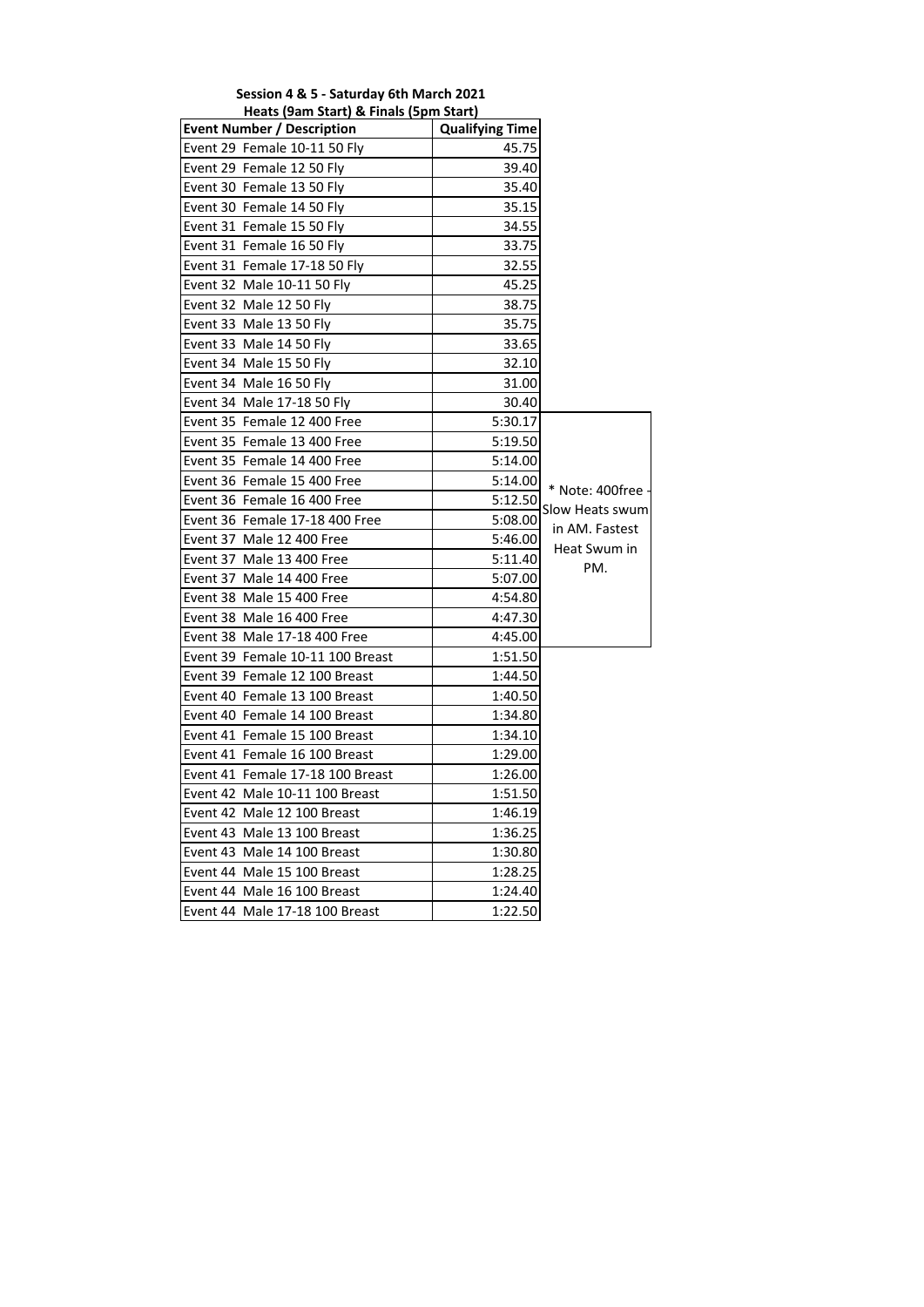**Session 4 & 5 - Saturday 6th March 2021**

**Heats (9am Start) & Finals (5pm Start)**

| Event Number / Description | Qualifying Time | |
|---|---|---|
| Event 29 Female 10-11 50 Fly | 45.75 | |
| Event 29 Female 12 50 Fly | 39.40 | |
| Event 30 Female 13 50 Fly | 35.40 | |
| Event 30 Female 14 50 Fly | 35.15 | |
| Event 31 Female 15 50 Fly | 34.55 | |
| Event 31 Female 16 50 Fly | 33.75 | |
| Event 31 Female 17-18 50 Fly | 32.55 | |
| Event 32 Male 10-11 50 Fly | 45.25 | |
| Event 32 Male 12 50 Fly | 38.75 | |
| Event 33 Male 13 50 Fly | 35.75 | |
| Event 33 Male 14 50 Fly | 33.65 | |
| Event 34 Male 15 50 Fly | 32.10 | |
| Event 34 Male 16 50 Fly | 31.00 | |
| Event 34 Male 17-18 50 Fly | 30.40 | |
| Event 35 Female 12 400 Free | 5:30.17 | * Note: 400free - Slow Heats swum in AM. Fastest Heat Swum in PM. |
| Event 35 Female 13 400 Free | 5:19.50 | |
| Event 35 Female 14 400 Free | 5:14.00 | |
| Event 36 Female 15 400 Free | 5:14.00 | |
| Event 36 Female 16 400 Free | 5:12.50 | |
| Event 36 Female 17-18 400 Free | 5:08.00 | |
| Event 37 Male 12 400 Free | 5:46.00 | |
| Event 37 Male 13 400 Free | 5:11.40 | |
| Event 37 Male 14 400 Free | 5:07.00 | |
| Event 38 Male 15 400 Free | 4:54.80 | |
| Event 38 Male 16 400 Free | 4:47.30 | |
| Event 38 Male 17-18 400 Free | 4:45.00 | |
| Event 39 Female 10-11 100 Breast | 1:51.50 | |
| Event 39 Female 12 100 Breast | 1:44.50 | |
| Event 40 Female 13 100 Breast | 1:40.50 | |
| Event 40 Female 14 100 Breast | 1:34.80 | |
| Event 41 Female 15 100 Breast | 1:34.10 | |
| Event 41 Female 16 100 Breast | 1:29.00 | |
| Event 41 Female 17-18 100 Breast | 1:26.00 | |
| Event 42 Male 10-11 100 Breast | 1:51.50 | |
| Event 42 Male 12 100 Breast | 1:46.19 | |
| Event 43 Male 13 100 Breast | 1:36.25 | |
| Event 43 Male 14 100 Breast | 1:30.80 | |
| Event 44 Male 15 100 Breast | 1:28.25 | |
| Event 44 Male 16 100 Breast | 1:24.40 | |
| Event 44 Male 17-18 100 Breast | 1:22.50 | |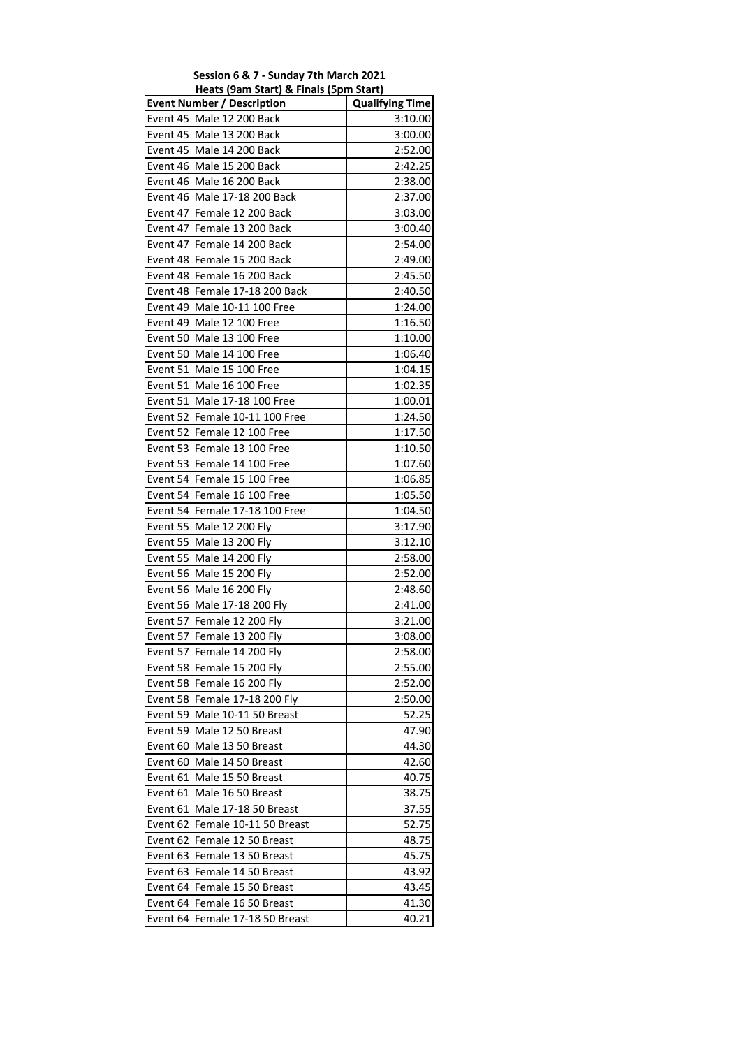**Session 6 & 7 - Sunday 7th March 2021**

**Heats (9am Start) & Finals (5pm Start)**

| Event Number / Description | Qualifying Time |
|---|---|
| Event 45 Male 12 200 Back | 3:10.00 |
| Event 45 Male 13 200 Back | 3:00.00 |
| Event 45 Male 14 200 Back | 2:52.00 |
| Event 46 Male 15 200 Back | 2:42.25 |
| Event 46 Male 16 200 Back | 2:38.00 |
| Event 46 Male 17-18 200 Back | 2:37.00 |
| Event 47 Female 12 200 Back | 3:03.00 |
| Event 47 Female 13 200 Back | 3:00.40 |
| Event 47 Female 14 200 Back | 2:54.00 |
| Event 48 Female 15 200 Back | 2:49.00 |
| Event 48 Female 16 200 Back | 2:45.50 |
| Event 48 Female 17-18 200 Back | 2:40.50 |
| Event 49 Male 10-11 100 Free | 1:24.00 |
| Event 49 Male 12 100 Free | 1:16.50 |
| Event 50 Male 13 100 Free | 1:10.00 |
| Event 50 Male 14 100 Free | 1:06.40 |
| Event 51 Male 15 100 Free | 1:04.15 |
| Event 51 Male 16 100 Free | 1:02.35 |
| Event 51 Male 17-18 100 Free | 1:00.01 |
| Event 52 Female 10-11 100 Free | 1:24.50 |
| Event 52 Female 12 100 Free | 1:17.50 |
| Event 53 Female 13 100 Free | 1:10.50 |
| Event 53 Female 14 100 Free | 1:07.60 |
| Event 54 Female 15 100 Free | 1:06.85 |
| Event 54 Female 16 100 Free | 1:05.50 |
| Event 54 Female 17-18 100 Free | 1:04.50 |
| Event 55 Male 12 200 Fly | 3:17.90 |
| Event 55 Male 13 200 Fly | 3:12.10 |
| Event 55 Male 14 200 Fly | 2:58.00 |
| Event 56 Male 15 200 Fly | 2:52.00 |
| Event 56 Male 16 200 Fly | 2:48.60 |
| Event 56 Male 17-18 200 Fly | 2:41.00 |
| Event 57 Female 12 200 Fly | 3:21.00 |
| Event 57 Female 13 200 Fly | 3:08.00 |
| Event 57 Female 14 200 Fly | 2:58.00 |
| Event 58 Female 15 200 Fly | 2:55.00 |
| Event 58 Female 16 200 Fly | 2:52.00 |
| Event 58 Female 17-18 200 Fly | 2:50.00 |
| Event 59 Male 10-11 50 Breast | 52.25 |
| Event 59 Male 12 50 Breast | 47.90 |
| Event 60 Male 13 50 Breast | 44.30 |
| Event 60 Male 14 50 Breast | 42.60 |
| Event 61 Male 15 50 Breast | 40.75 |
| Event 61 Male 16 50 Breast | 38.75 |
| Event 61 Male 17-18 50 Breast | 37.55 |
| Event 62 Female 10-11 50 Breast | 52.75 |
| Event 62 Female 12 50 Breast | 48.75 |
| Event 63 Female 13 50 Breast | 45.75 |
| Event 63 Female 14 50 Breast | 43.92 |
| Event 64 Female 15 50 Breast | 43.45 |
| Event 64 Female 16 50 Breast | 41.30 |
| Event 64 Female 17-18 50 Breast | 40.21 |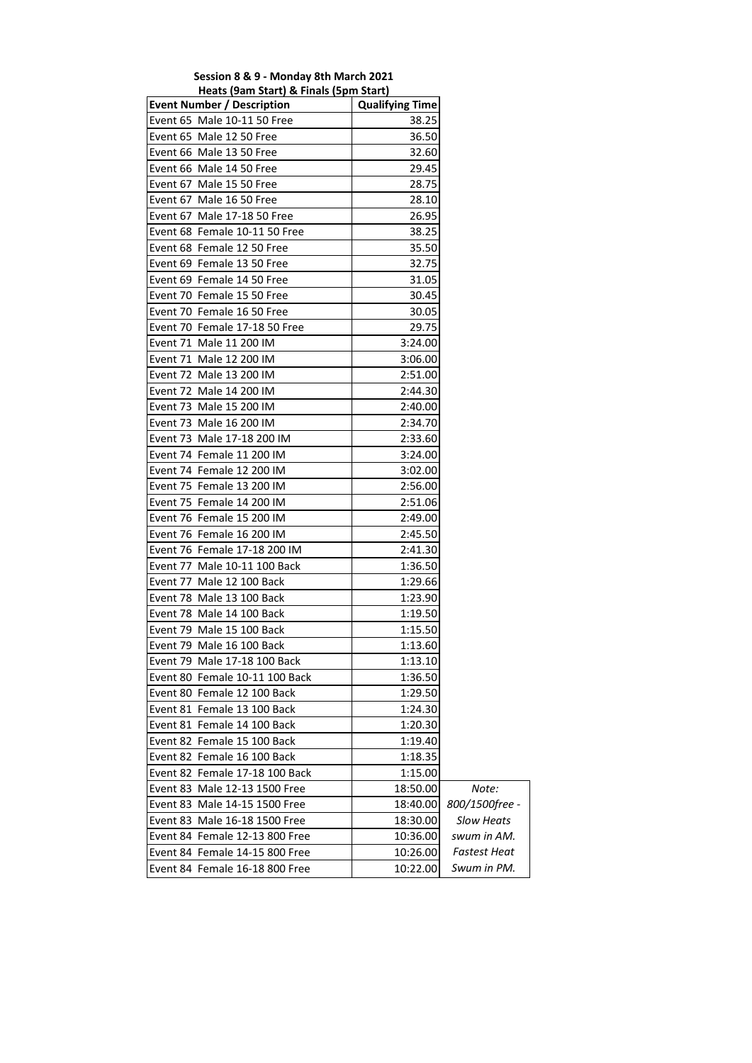**Session 8 & 9 - Monday 8th March 2021**

**Heats (9am Start) & Finals (5pm Start)**

| Event Number / Description | Qualifying Time | |
|---|---|---|
| Event 65 Male 10-11 50 Free | 38.25 | |
| Event 65 Male 12 50 Free | 36.50 | |
| Event 66 Male 13 50 Free | 32.60 | |
| Event 66 Male 14 50 Free | 29.45 | |
| Event 67 Male 15 50 Free | 28.75 | |
| Event 67 Male 16 50 Free | 28.10 | |
| Event 67 Male 17-18 50 Free | 26.95 | |
| Event 68 Female 10-11 50 Free | 38.25 | |
| Event 68 Female 12 50 Free | 35.50 | |
| Event 69 Female 13 50 Free | 32.75 | |
| Event 69 Female 14 50 Free | 31.05 | |
| Event 70 Female 15 50 Free | 30.45 | |
| Event 70 Female 16 50 Free | 30.05 | |
| Event 70 Female 17-18 50 Free | 29.75 | |
| Event 71 Male 11 200 IM | 3:24.00 | |
| Event 71 Male 12 200 IM | 3:06.00 | |
| Event 72 Male 13 200 IM | 2:51.00 | |
| Event 72 Male 14 200 IM | 2:44.30 | |
| Event 73 Male 15 200 IM | 2:40.00 | |
| Event 73 Male 16 200 IM | 2:34.70 | |
| Event 73 Male 17-18 200 IM | 2:33.60 | |
| Event 74 Female 11 200 IM | 3:24.00 | |
| Event 74 Female 12 200 IM | 3:02.00 | |
| Event 75 Female 13 200 IM | 2:56.00 | |
| Event 75 Female 14 200 IM | 2:51.06 | |
| Event 76 Female 15 200 IM | 2:49.00 | |
| Event 76 Female 16 200 IM | 2:45.50 | |
| Event 76 Female 17-18 200 IM | 2:41.30 | |
| Event 77 Male 10-11 100 Back | 1:36.50 | |
| Event 77 Male 12 100 Back | 1:29.66 | |
| Event 78 Male 13 100 Back | 1:23.90 | |
| Event 78 Male 14 100 Back | 1:19.50 | |
| Event 79 Male 15 100 Back | 1:15.50 | |
| Event 79 Male 16 100 Back | 1:13.60 | |
| Event 79 Male 17-18 100 Back | 1:13.10 | |
| Event 80 Female 10-11 100 Back | 1:36.50 | |
| Event 80 Female 12 100 Back | 1:29.50 | |
| Event 81 Female 13 100 Back | 1:24.30 | |
| Event 81 Female 14 100 Back | 1:20.30 | |
| Event 82 Female 15 100 Back | 1:19.40 | |
| Event 82 Female 16 100 Back | 1:18.35 | |
| Event 82 Female 17-18 100 Back | 1:15.00 | |
| Event 83 Male 12-13 1500 Free | 18:50.00 | *Note:* |
| Event 83 Male 14-15 1500 Free | 18:40.00 | *800/1500free -* |
| Event 83 Male 16-18 1500 Free | 18:30.00 | *Slow Heats* |
| Event 84 Female 12-13 800 Free | 10:36.00 | *swum in AM.* |
| Event 84 Female 14-15 800 Free | 10:26.00 | *Fastest Heat* |
| Event 84 Female 16-18 800 Free | 10:22.00 | *Swum in PM.* |